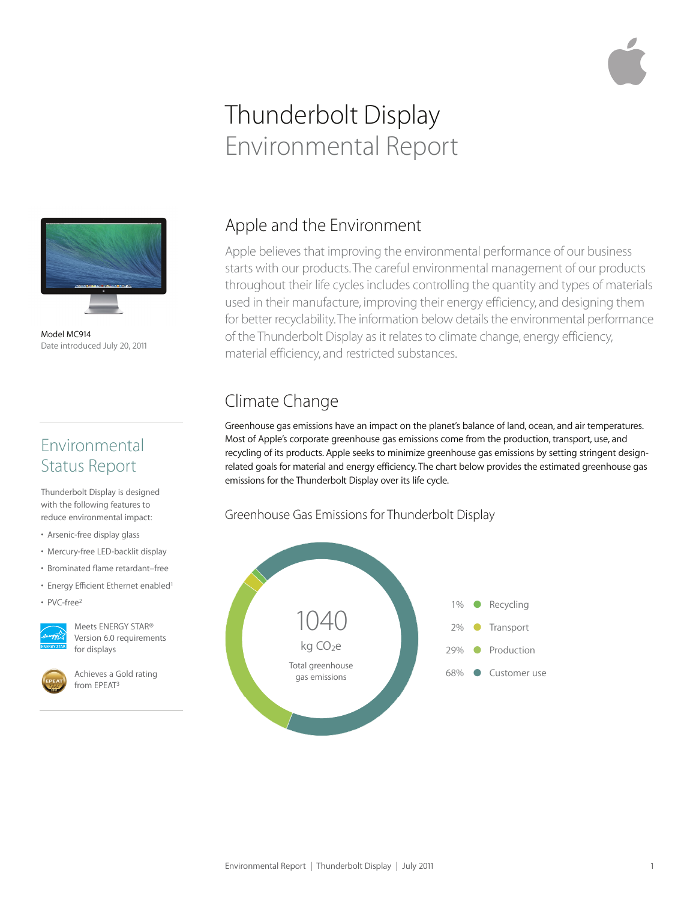# Thunderbolt Display
## Environmental Report

Model MC914
Date introduced July 20, 2011

## Environmental Status Report

Thunderbolt Display is designed with the following features to reduce environmental impact:

- Arsenic-free display glass
- Mercury-free LED-backlit display
- Brominated flame retardant–free
- Energy Efficient Ethernet enabled[1]
- PVC-free[2]

Meets ENERGY STAR® Version 6.0 requirements for displays

Achieves a Gold rating from EPEAT[3]

## Apple and the Environment

Apple believes that improving the environmental performance of our business starts with our products. The careful environmental management of our products throughout their life cycles includes controlling the quantity and types of materials used in their manufacture, improving their energy efficiency, and designing them for better recyclability. The information below details the environmental performance of the Thunderbolt Display as it relates to climate change, energy efficiency, material efficiency, and restricted substances.

## Climate Change

Greenhouse gas emissions have an impact on the planet's balance of land, ocean, and air temperatures. Most of Apple's corporate greenhouse gas emissions come from the production, transport, use, and recycling of its products. Apple seeks to minimize greenhouse gas emissions by setting stringent design-related goals for material and energy efficiency. The chart below provides the estimated greenhouse gas emissions for the Thunderbolt Display over its life cycle.

### Greenhouse Gas Emissions for Thunderbolt Display

1040 kg $CO_2e$ Total greenhouse gas emissions

| Share | Category |
|---|---|
| 1% | Recycling |
| 2% | Transport |
| 29% | Production |
| 68% | Customer use |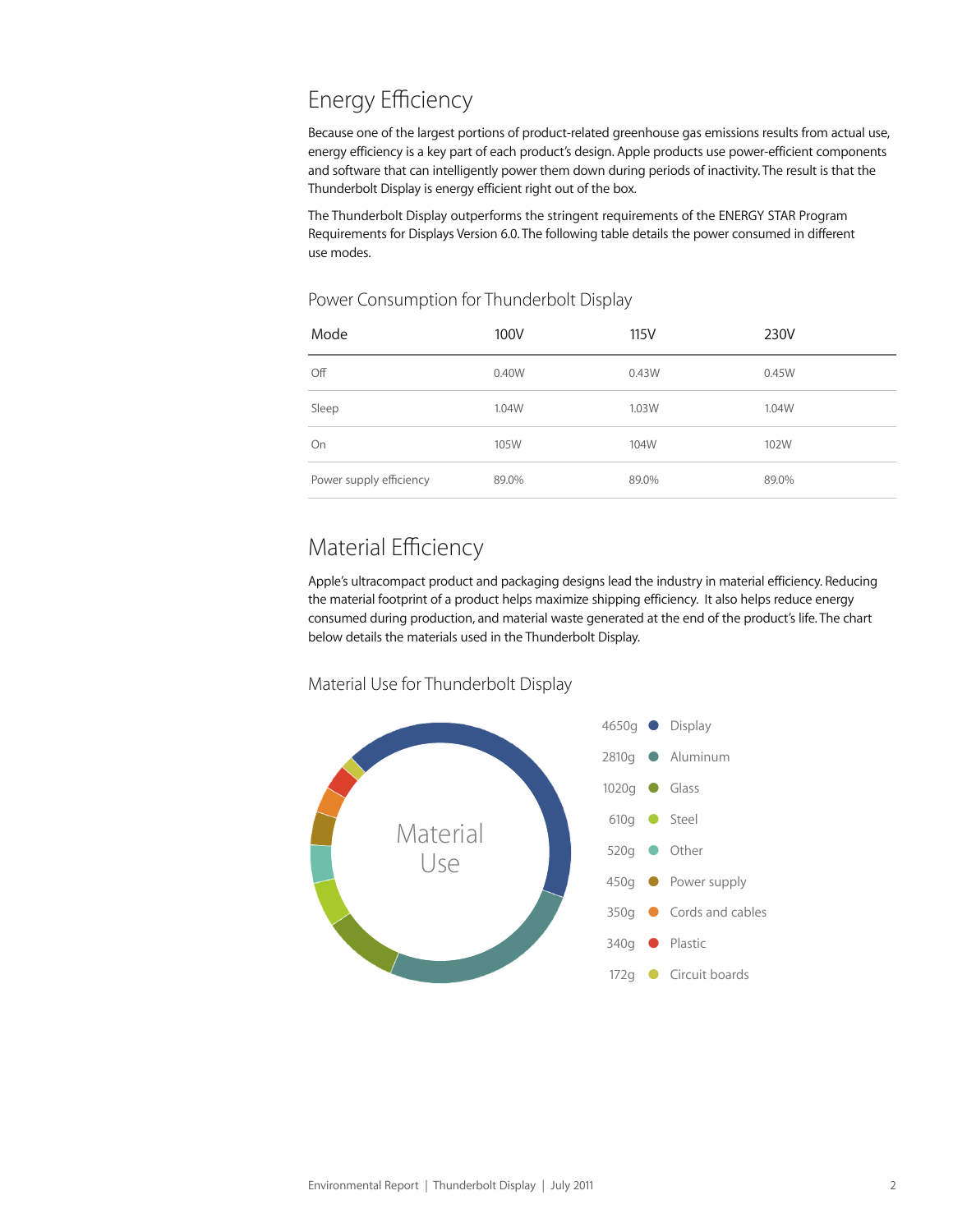## Energy Efficiency

Because one of the largest portions of product-related greenhouse gas emissions results from actual use, energy efficiency is a key part of each product's design. Apple products use power-efficient components and software that can intelligently power them down during periods of inactivity. The result is that the Thunderbolt Display is energy efficient right out of the box.

The Thunderbolt Display outperforms the stringent requirements of the ENERGY STAR Program Requirements for Displays Version 6.0. The following table details the power consumed in different use modes.

### Power Consumption for Thunderbolt Display

| Mode | 100V | 115V | 230V |
|---|---|---|---|
| Off | 0.40W | 0.43W | 0.45W |
| Sleep | 1.04W | 1.03W | 1.04W |
| On | 105W | 104W | 102W |
| Power supply efficiency | 89.0% | 89.0% | 89.0% |

## Material Efficiency

Apple's ultracompact product and packaging designs lead the industry in material efficiency. Reducing the material footprint of a product helps maximize shipping efficiency. It also helps reduce energy consumed during production, and material waste generated at the end of the product's life. The chart below details the materials used in the Thunderbolt Display.

### Material Use for Thunderbolt Display

Material Use

| Weight | Material |
|---|---|
| 4650g | Display |
| 2810g | Aluminum |
| 1020g | Glass |
| 610g | Steel |
| 520g | Other |
| 450g | Power supply |
| 350g | Cords and cables |
| 340g | Plastic |
| 172g | Circuit boards |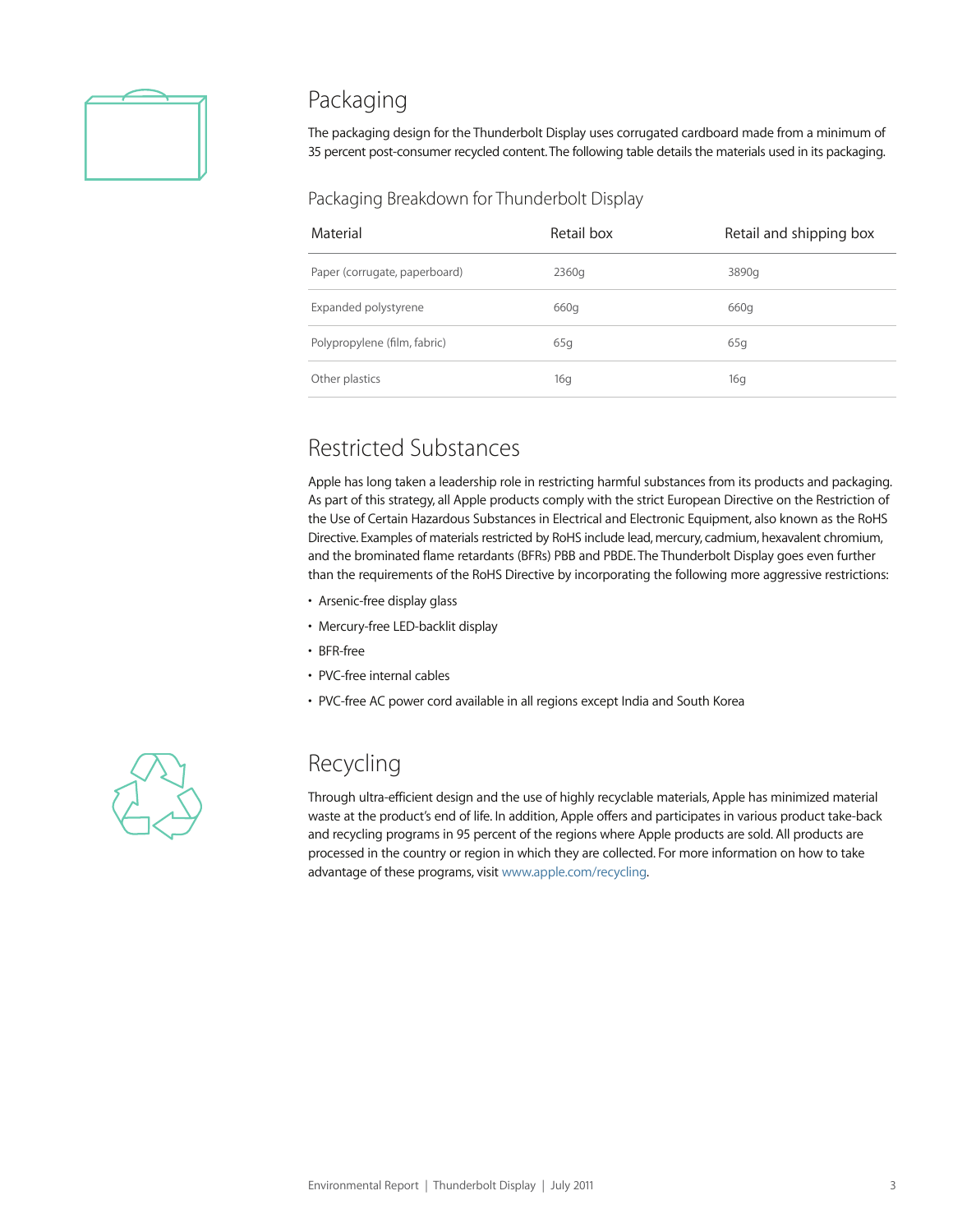## Packaging

The packaging design for the Thunderbolt Display uses corrugated cardboard made from a minimum of 35 percent post-consumer recycled content. The following table details the materials used in its packaging.

### Packaging Breakdown for Thunderbolt Display

| Material | Retail box | Retail and shipping box |
|---|---|---|
| Paper (corrugate, paperboard) | 2360g | 3890g |
| Expanded polystyrene | 660g | 660g |
| Polypropylene (film, fabric) | 65g | 65g |
| Other plastics | 16g | 16g |

## Restricted Substances

Apple has long taken a leadership role in restricting harmful substances from its products and packaging. As part of this strategy, all Apple products comply with the strict European Directive on the Restriction of the Use of Certain Hazardous Substances in Electrical and Electronic Equipment, also known as the RoHS Directive. Examples of materials restricted by RoHS include lead, mercury, cadmium, hexavalent chromium, and the brominated flame retardants (BFRs) PBB and PBDE. The Thunderbolt Display goes even further than the requirements of the RoHS Directive by incorporating the following more aggressive restrictions:

- Arsenic-free display glass
- Mercury-free LED-backlit display
- BFR-free
- PVC-free internal cables
- PVC-free AC power cord available in all regions except India and South Korea

## Recycling

Through ultra-efficient design and the use of highly recyclable materials, Apple has minimized material waste at the product's end of life. In addition, Apple offers and participates in various product take-back and recycling programs in 95 percent of the regions where Apple products are sold. All products are processed in the country or region in which they are collected. For more information on how to take advantage of these programs, visit www.apple.com/recycling.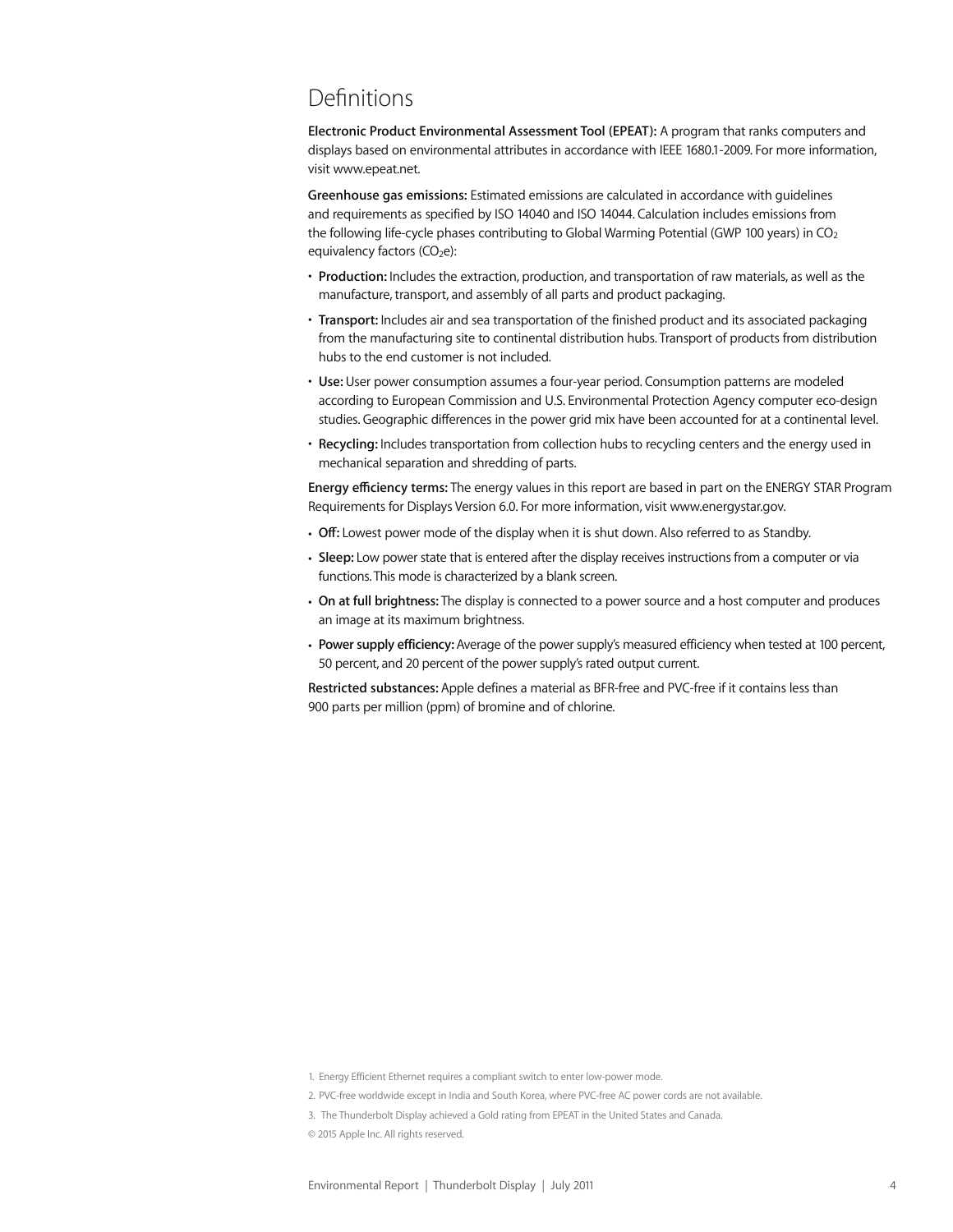## Definitions

**Electronic Product Environmental Assessment Tool (EPEAT):** A program that ranks computers and displays based on environmental attributes in accordance with IEEE 1680.1-2009. For more information, visit www.epeat.net.

**Greenhouse gas emissions:** Estimated emissions are calculated in accordance with guidelines and requirements as specified by ISO 14040 and ISO 14044. Calculation includes emissions from the following life-cycle phases contributing to Global Warming Potential (GWP 100 years) in $CO_2$ equivalency factors ($CO_2e$):

- **Production:** Includes the extraction, production, and transportation of raw materials, as well as the manufacture, transport, and assembly of all parts and product packaging.
- **Transport:** Includes air and sea transportation of the finished product and its associated packaging from the manufacturing site to continental distribution hubs. Transport of products from distribution hubs to the end customer is not included.
- **Use:** User power consumption assumes a four-year period. Consumption patterns are modeled according to European Commission and U.S. Environmental Protection Agency computer eco-design studies. Geographic differences in the power grid mix have been accounted for at a continental level.
- **Recycling:** Includes transportation from collection hubs to recycling centers and the energy used in mechanical separation and shredding of parts.

**Energy efficiency terms:** The energy values in this report are based in part on the ENERGY STAR Program Requirements for Displays Version 6.0. For more information, visit www.energystar.gov.

- **Off:** Lowest power mode of the display when it is shut down. Also referred to as Standby.
- **Sleep:** Low power state that is entered after the display receives instructions from a computer or via functions. This mode is characterized by a blank screen.
- **On at full brightness:** The display is connected to a power source and a host computer and produces an image at its maximum brightness.
- **Power supply efficiency:** Average of the power supply's measured efficiency when tested at 100 percent, 50 percent, and 20 percent of the power supply's rated output current.

**Restricted substances:** Apple defines a material as BFR-free and PVC-free if it contains less than 900 parts per million (ppm) of bromine and of chlorine.

1. Energy Efficient Ethernet requires a compliant switch to enter low-power mode.
2. PVC-free worldwide except in India and South Korea, where PVC-free AC power cords are not available.
3. The Thunderbolt Display achieved a Gold rating from EPEAT in the United States and Canada.

© 2015 Apple Inc. All rights reserved.